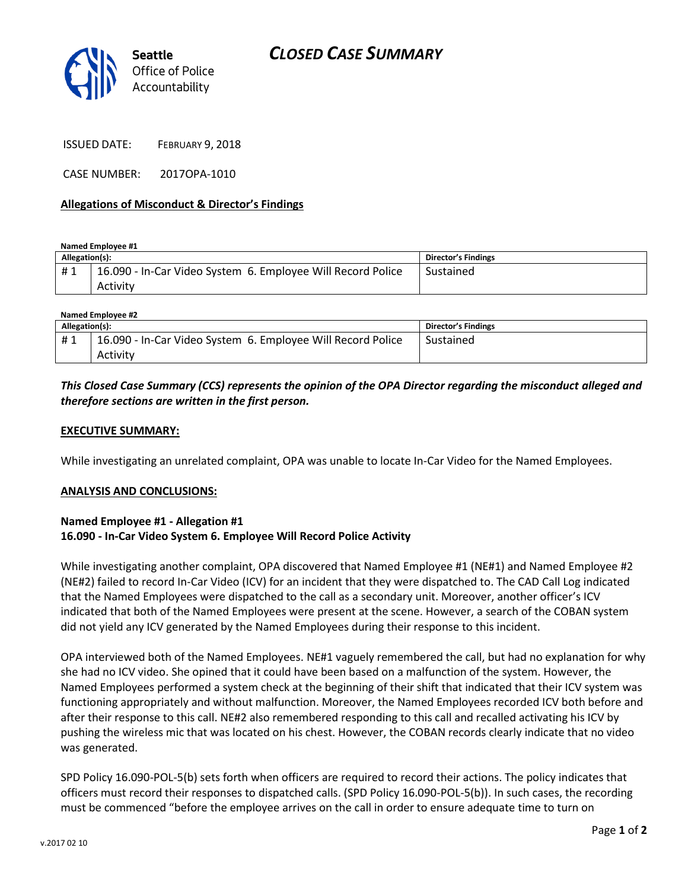# CLOSED CASE SUMMARY

**Seattle** Office of Police Accountability

ISSUED DATE: FEBRUARY 9, 2018

CASE NUMBER: 2017OPA-1010

## Allegations of Misconduct & Director's Findings

**Named Employee #1**

| Allegation(s): | | Director's Findings |
|---|---|---|
| # 1 | 16.090 - In-Car Video System 6. Employee Will Record Police Activity | Sustained |

**Named Employee #2**

| Allegation(s): | | Director's Findings |
|---|---|---|
| # 1 | 16.090 - In-Car Video System 6. Employee Will Record Police Activity | Sustained |

***This Closed Case Summary (CCS) represents the opinion of the OPA Director regarding the misconduct alleged and therefore sections are written in the first person.***

### EXECUTIVE SUMMARY:

While investigating an unrelated complaint, OPA was unable to locate In-Car Video for the Named Employees.

### ANALYSIS AND CONCLUSIONS:

**Named Employee #1 - Allegation #1**
**16.090 - In-Car Video System 6. Employee Will Record Police Activity**

While investigating another complaint, OPA discovered that Named Employee #1 (NE#1) and Named Employee #2 (NE#2) failed to record In-Car Video (ICV) for an incident that they were dispatched to. The CAD Call Log indicated that the Named Employees were dispatched to the call as a secondary unit. Moreover, another officer's ICV indicated that both of the Named Employees were present at the scene. However, a search of the COBAN system did not yield any ICV generated by the Named Employees during their response to this incident.

OPA interviewed both of the Named Employees. NE#1 vaguely remembered the call, but had no explanation for why she had no ICV video. She opined that it could have been based on a malfunction of the system. However, the Named Employees performed a system check at the beginning of their shift that indicated that their ICV system was functioning appropriately and without malfunction. Moreover, the Named Employees recorded ICV both before and after their response to this call. NE#2 also remembered responding to this call and recalled activating his ICV by pushing the wireless mic that was located on his chest. However, the COBAN records clearly indicate that no video was generated.

SPD Policy 16.090-POL-5(b) sets forth when officers are required to record their actions. The policy indicates that officers must record their responses to dispatched calls. (SPD Policy 16.090-POL-5(b)). In such cases, the recording must be commenced "before the employee arrives on the call in order to ensure adequate time to turn on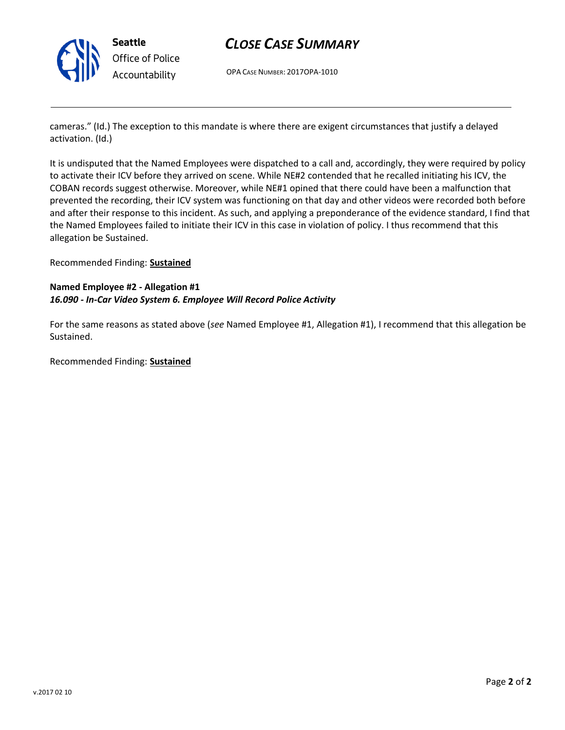cameras." (Id.) The exception to this mandate is where there are exigent circumstances that justify a delayed activation. (Id.)

It is undisputed that the Named Employees were dispatched to a call and, accordingly, they were required by policy to activate their ICV before they arrived on scene. While NE#2 contended that he recalled initiating his ICV, the COBAN records suggest otherwise. Moreover, while NE#1 opined that there could have been a malfunction that prevented the recording, their ICV system was functioning on that day and other videos were recorded both before and after their response to this incident. As such, and applying a preponderance of the evidence standard, I find that the Named Employees failed to initiate their ICV in this case in violation of policy. I thus recommend that this allegation be Sustained.

Recommended Finding: **Sustained**

**Named Employee #2 - Allegation #1**
***16.090 - In-Car Video System 6. Employee Will Record Police Activity***

For the same reasons as stated above (*see* Named Employee #1, Allegation #1), I recommend that this allegation be Sustained.

Recommended Finding: **Sustained**